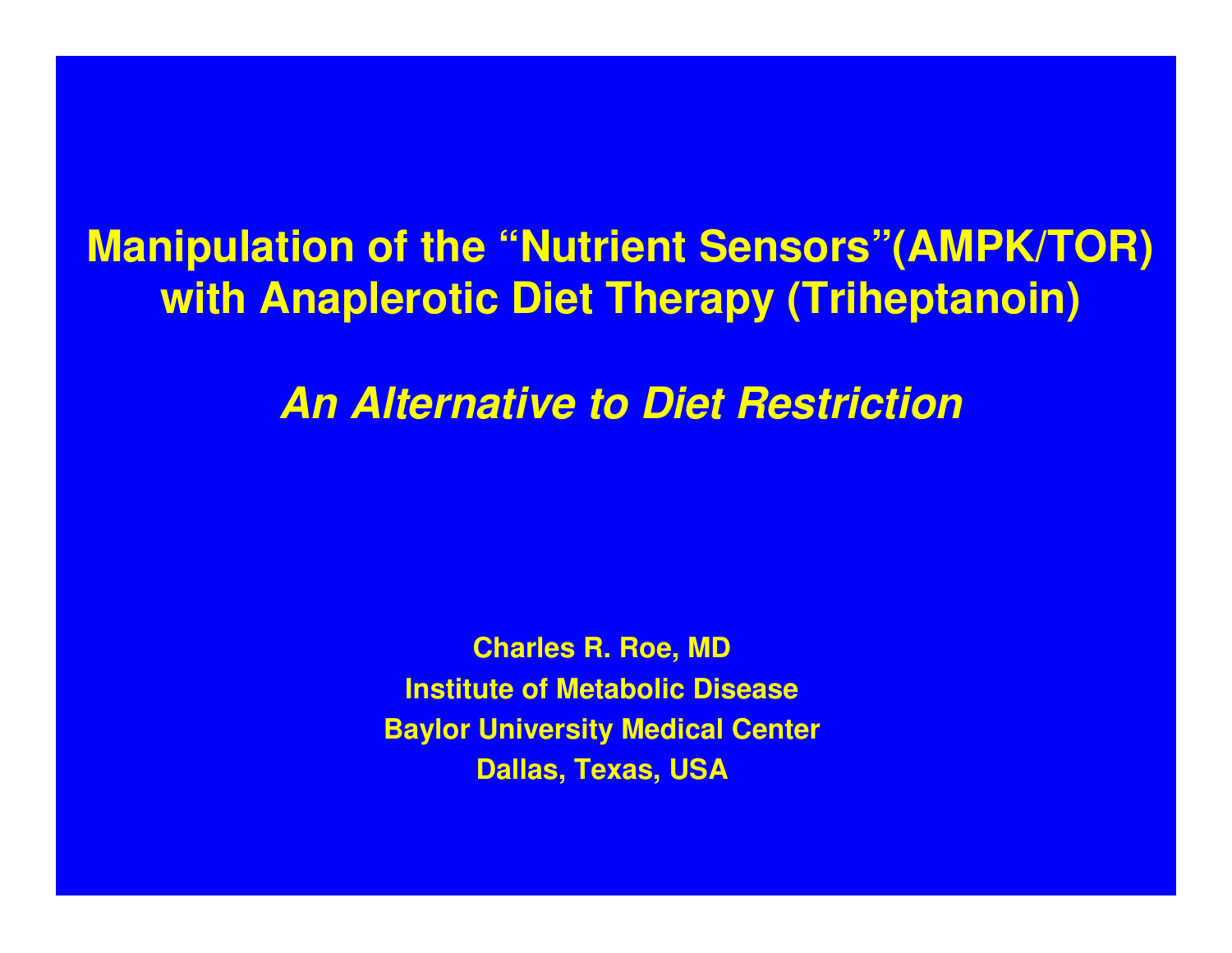# Manipulation of the "Nutrient Sensors"(AMPK/TOR) with Anaplerotic Diet Therapy (Triheptanoin)

## *An Alternative to Diet Restriction*

**Charles R. Roe, MD**
**Institute of Metabolic Disease**
**Baylor University Medical Center**
**Dallas, Texas, USA**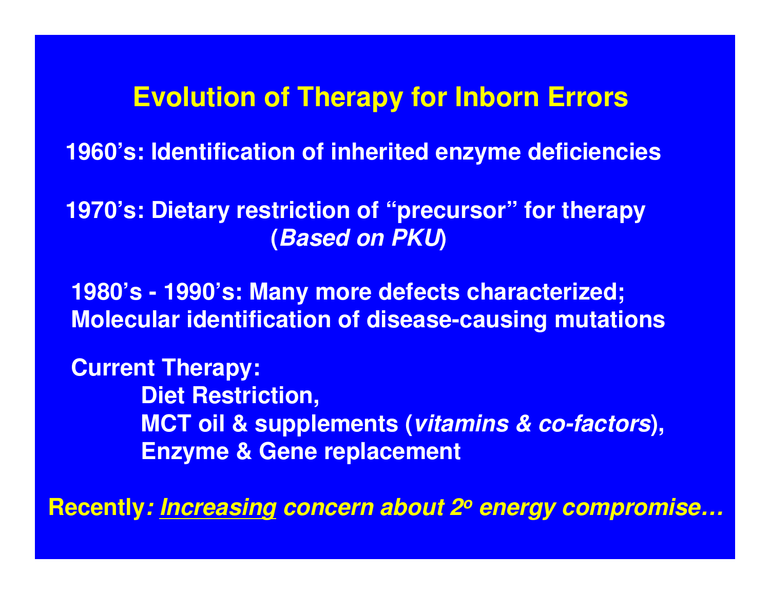# Evolution of Therapy for Inborn Errors

**1960's: Identification of inherited enzyme deficiencies**

**1970's: Dietary restriction of "precursor" for therapy (*Based on PKU*)**

**1980's - 1990's: Many more defects characterized; Molecular identification of disease-causing mutations**

**Current Therapy:**

- **Diet Restriction,**
- **MCT oil & supplements (*vitamins & co-factors*),**
- **Enzyme & Gene replacement**

**Recently*: <u>Increasing</u> concern about 2$^{o}$ energy compromise…***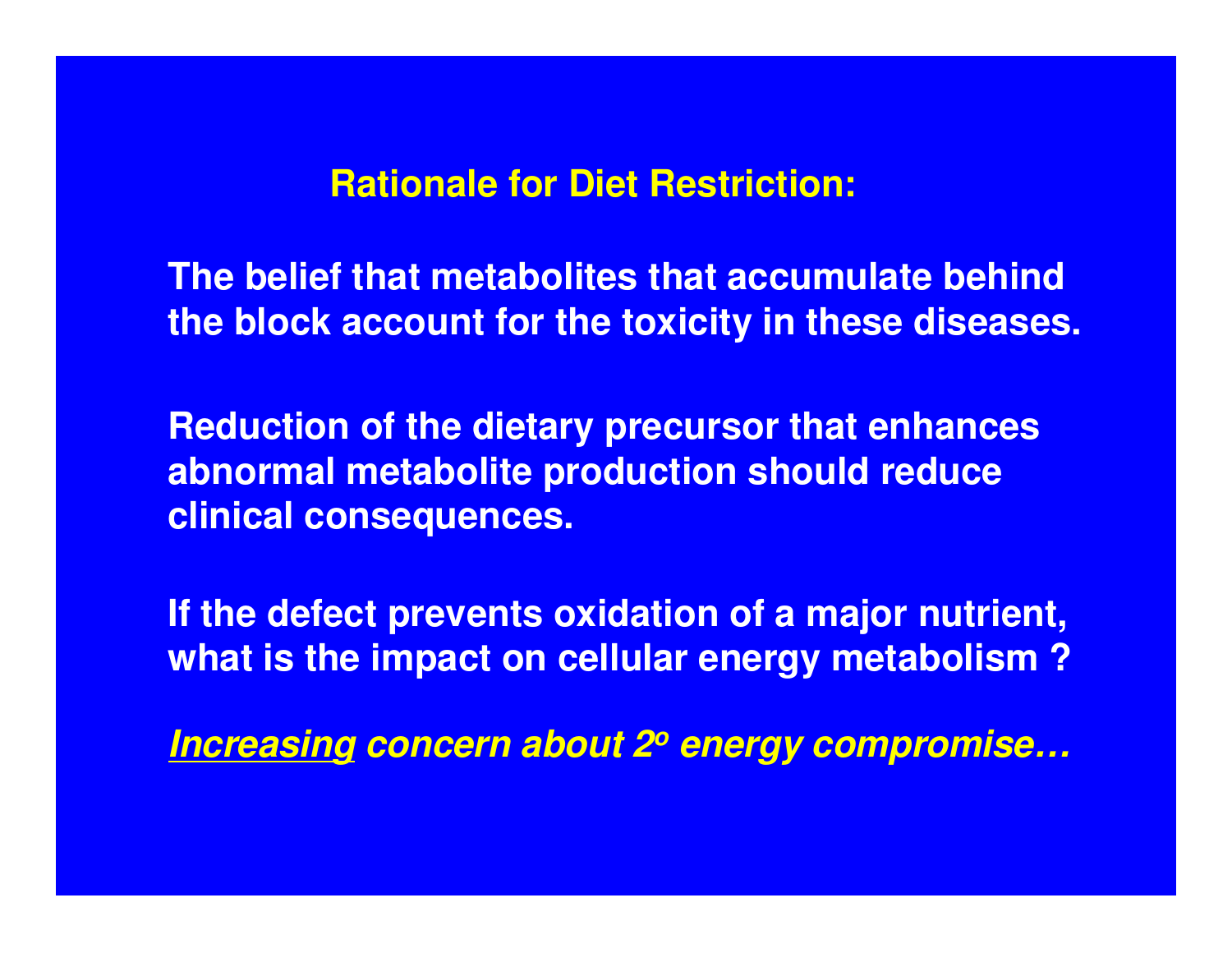## Rationale for Diet Restriction:

**The belief that metabolites that accumulate behind the block account for the toxicity in these diseases.**

**Reduction of the dietary precursor that enhances abnormal metabolite production should reduce clinical consequences.**

**If the defect prevents oxidation of a major nutrient, what is the impact on cellular energy metabolism ?**

***<u>Increasing</u> concern about 2º energy compromise…***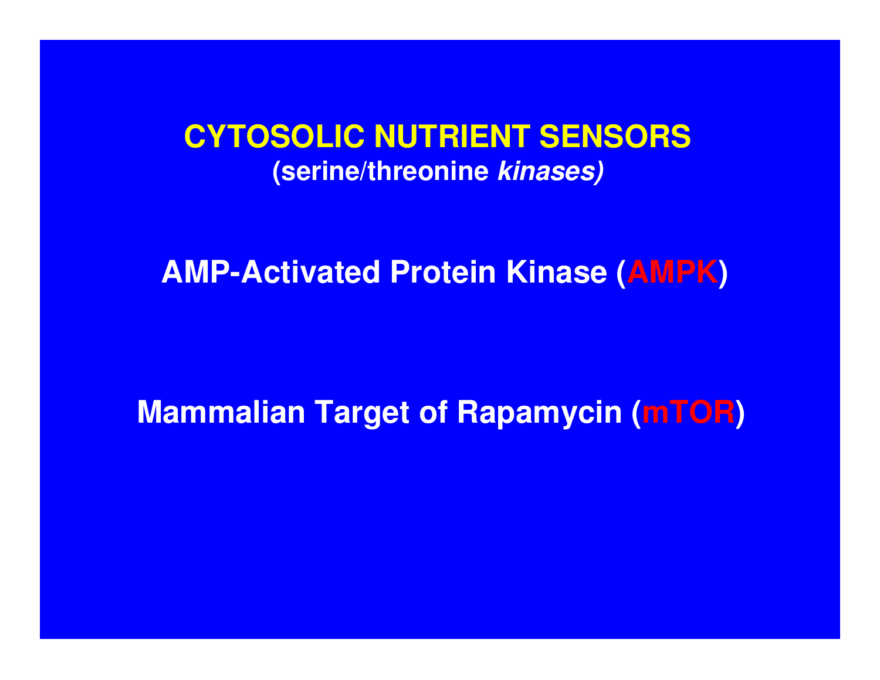# CYTOSOLIC NUTRIENT SENSORS

**(serine/threonine *kinases)***

**AMP-Activated Protein Kinase (AMPK)**

**Mammalian Target of Rapamycin (mTOR)**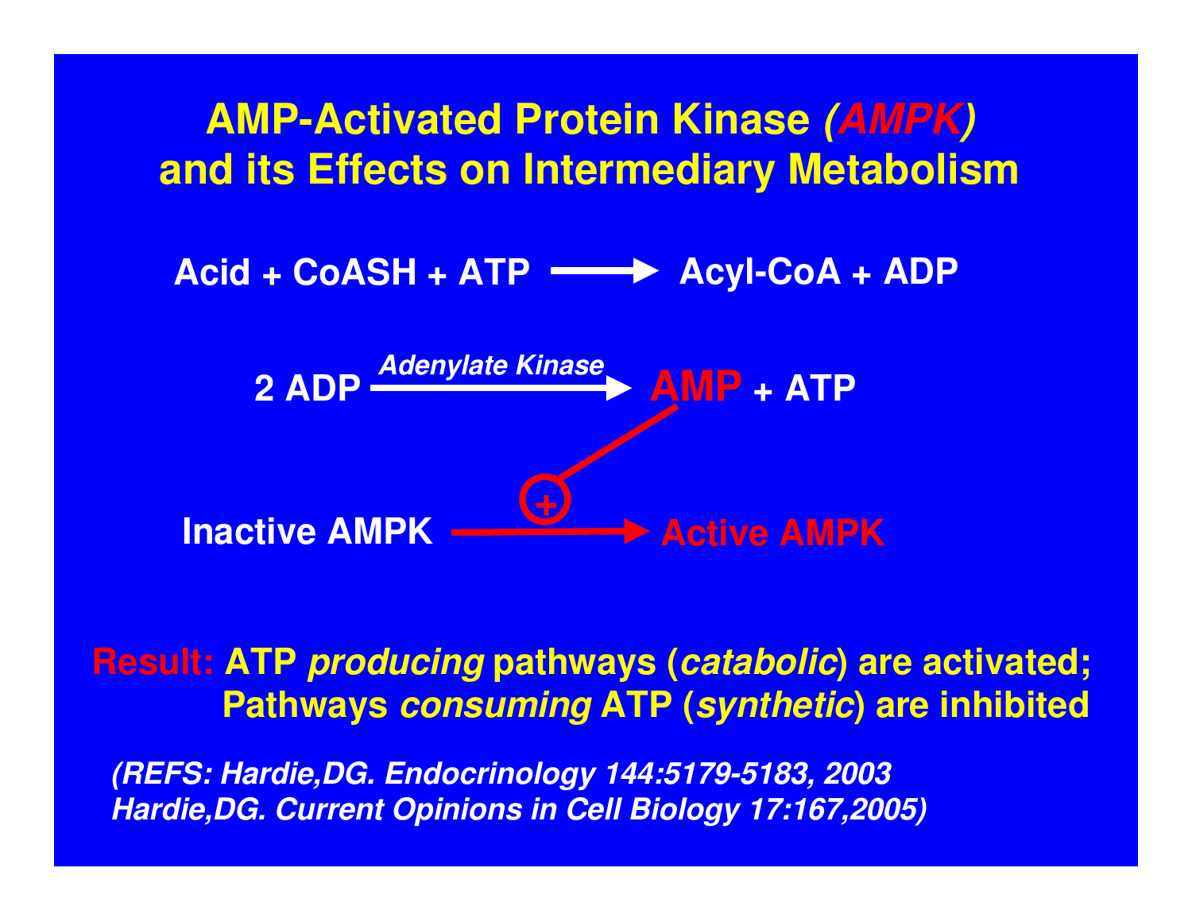# AMP-Activated Protein Kinase *(AMPK)* and its Effects on Intermediary Metabolism

Acid + CoASH + ATP ⟶ Acyl-CoA + ADP

2 ADP ⟶ (*Adenylate Kinase*) AMP + ATP

Inactive AMPK ⟶ (+ AMP) Active AMPK

**Result:** ATP *producing* pathways (*catabolic*) are activated; Pathways *consuming* ATP (*synthetic*) are inhibited

*(REFS: Hardie,DG. Endocrinology 144:5179-5183, 2003*
*Hardie,DG. Current Opinions in Cell Biology 17:167,2005)*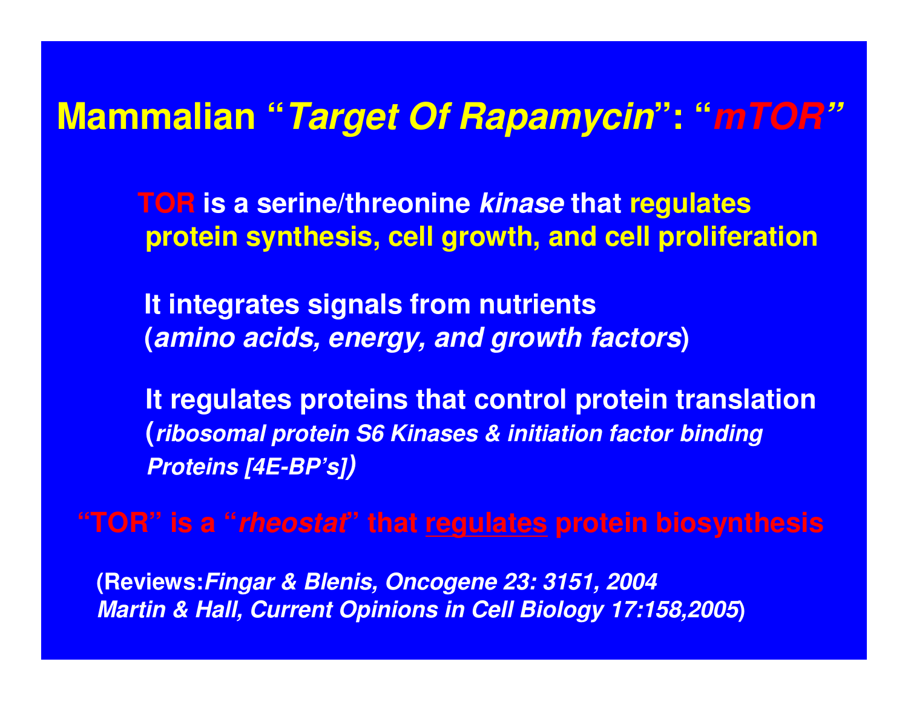# Mammalian "*Target Of Rapamycin*": "*mTOR*"

**TOR is a serine/threonine *kinase* that regulates protein synthesis, cell growth, and cell proliferation**

**It integrates signals from nutrients (*amino acids, energy, and growth factors*)**

**It regulates proteins that control protein translation (*ribosomal protein S6 Kinases & initiation factor binding Proteins [4E-BP's]*)**

**"TOR" is a "*rheostat*" that <u>regulates</u> protein biosynthesis**

**(Reviews:*Fingar & Blenis, Oncogene 23: 3151, 2004 Martin & Hall, Current Opinions in Cell Biology 17:158,2005*)**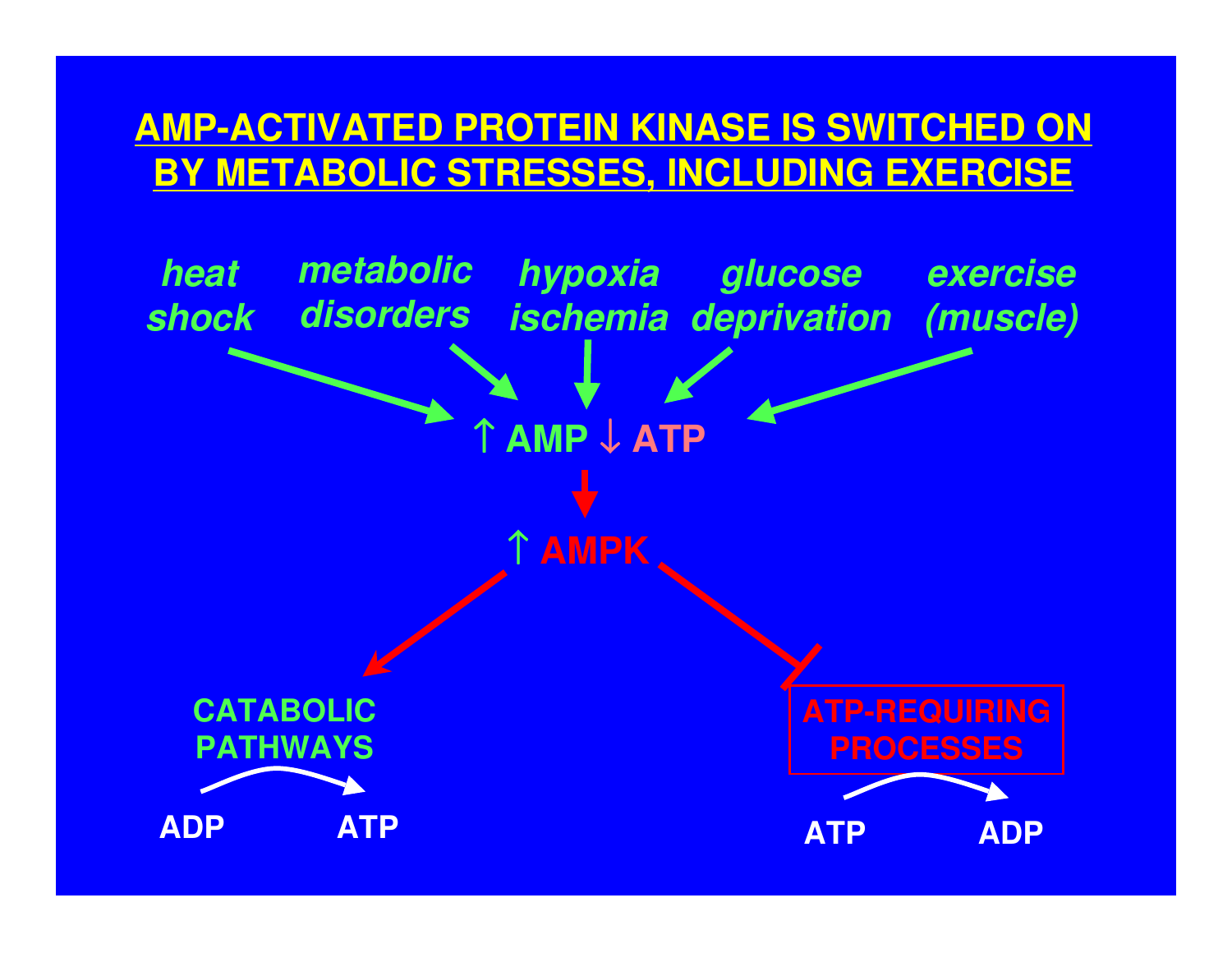# AMP-ACTIVATED PROTEIN KINASE IS SWITCHED ON BY METABOLIC STRESSES, INCLUDING EXERCISE

*heat shock* · *metabolic disorders* · *hypoxia ischemia* · *glucose deprivation* · *exercise (muscle)*

↑ AMP ↓ ATP

↑ AMPK

**CATABOLIC PATHWAYS**

ADP → ATP

**ATP-REQUIRING PROCESSES**

ATP → ADP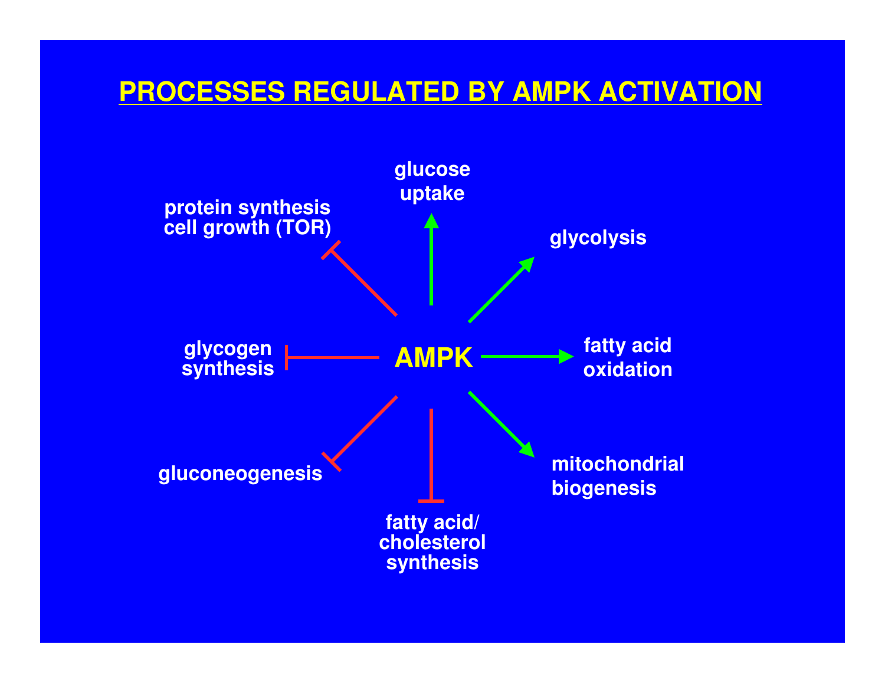# PROCESSES REGULATED BY AMPK ACTIVATION

**AMPK**

Activated (green arrows):
- glucose uptake
- glycolysis
- fatty acid oxidation
- mitochondrial biogenesis

Inhibited (red bars):
- protein synthesis cell growth (TOR)
- glycogen synthesis
- gluconeogenesis
- fatty acid/ cholesterol synthesis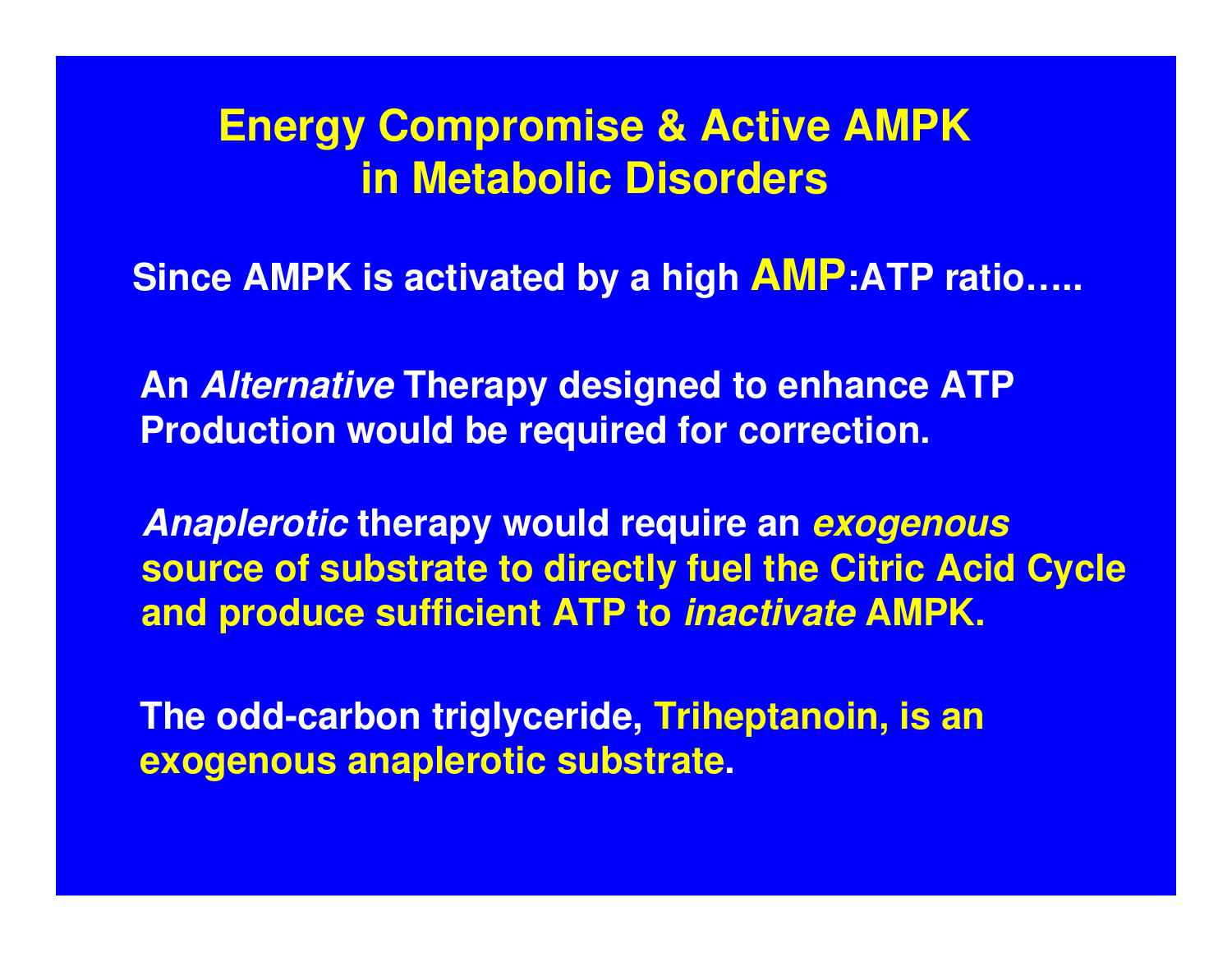# Energy Compromise & Active AMPK in Metabolic Disorders

**Since AMPK is activated by a high AMP:ATP ratio…..**

**An *Alternative* Therapy designed to enhance ATP Production would be required for correction.**

***Anaplerotic* therapy would require an *exogenous* source of substrate to directly fuel the Citric Acid Cycle and produce sufficient ATP to *inactivate* AMPK.**

**The odd-carbon triglyceride, Triheptanoin, is an exogenous anaplerotic substrate.**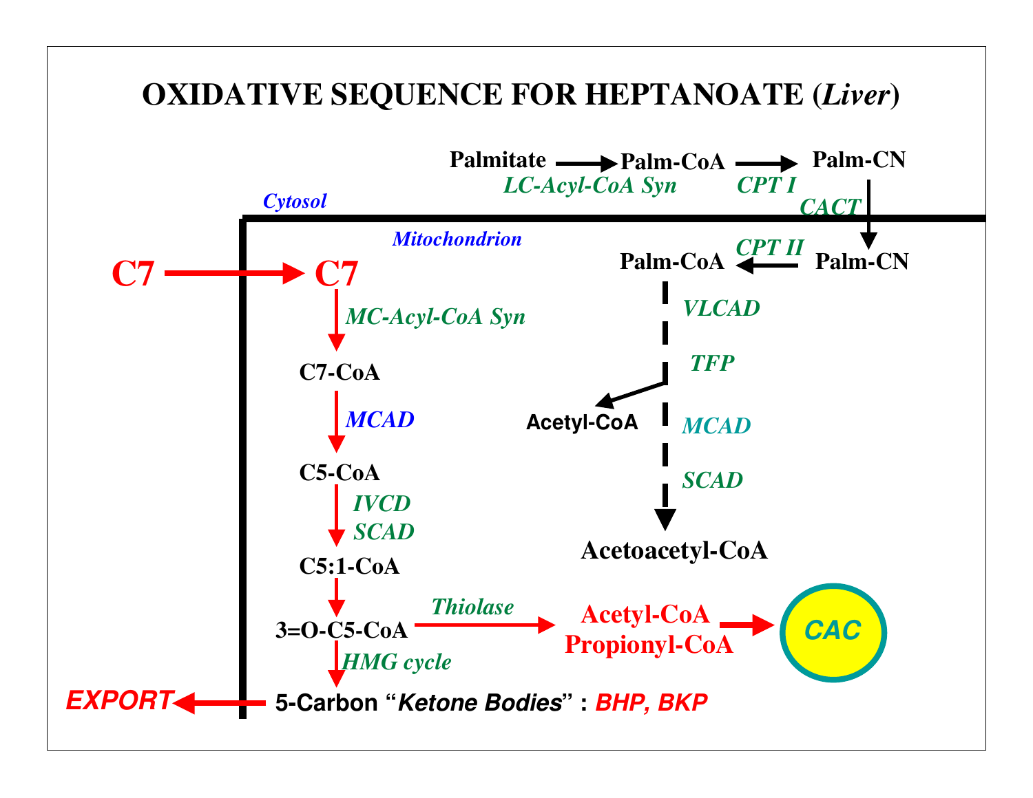# OXIDATIVE SEQUENCE FOR HEPTANOATE (*Liver*)

*Cytosol*

*Mitochondrion*

**Palmitate** → (*LC-Acyl-CoA Syn*) → **Palm-CoA** → (*CPT I*) → **Palm-CN** → (*CACT*) → **Palm-CN** → (*CPT II*) → **Palm-CoA** → (*VLCAD*, *TFP*, *MCAD*, *SCAD*) → **Acetoacetyl-CoA**

(*TFP*) → **Acetyl-CoA**

**C7** → **C7** → (*MC-Acyl-CoA Syn*) → **C7-CoA** → (*MCAD*) → **C5-CoA** → (*IVCD*, *SCAD*) → **C5:1-CoA** → **3=O-C5-CoA**

**3=O-C5-CoA** → (*Thiolase*) → **Acetyl-CoA**, **Propionyl-CoA** → **CAC**

**3=O-C5-CoA** → (*HMG cycle*) → **5-Carbon "*Ketone Bodies*" : *BHP, BKP*** → ***EXPORT***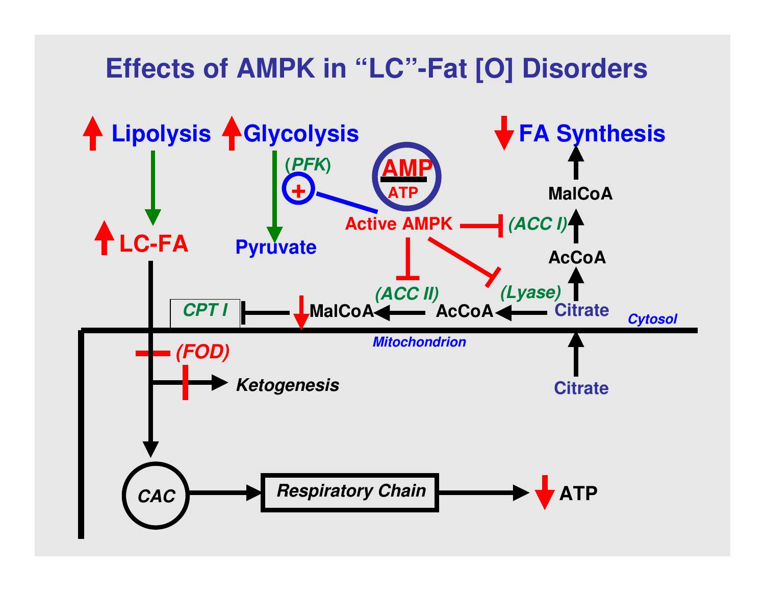# Effects of AMPK in “LC”-Fat [O] Disorders

↑ Lipolysis ↑ Glycolysis ↓ FA Synthesis

(PFK)

AMP / ATP

Active AMPK

↑ LC-FA

Pyruvate

MalCoA

(ACC I)

AcCoA

(ACC II)

(Lyase)

CPT I

↓ MalCoA ← AcCoA ← Citrate

Cytosol

Mitochondrion

(FOD)

Ketogenesis

Citrate

CAC → Respiratory Chain → ↓ ATP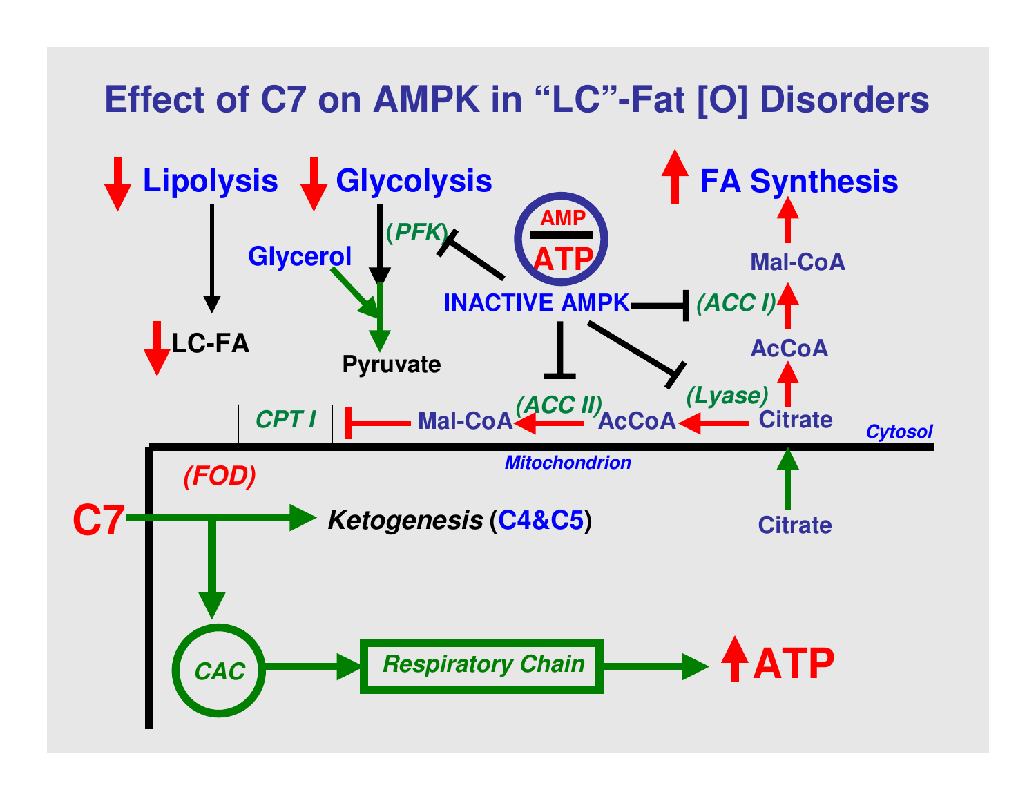# Effect of C7 on AMPK in "LC"-Fat [O] Disorders

↓ Lipolysis → ↓ LC-FA

↓ Glycolysis → (PFK) → Pyruvate

Glycerol → Pyruvate

AMP / ATP

INACTIVE AMPK ⊣ (PFK)

INACTIVE AMPK ⊣ (ACC I)

INACTIVE AMPK ⊣ (ACC II)

INACTIVE AMPK ⊣ (Lyase)

↑ FA Synthesis ← Mal-CoA ← (ACC I) ← AcCoA ← Citrate

Citrate → (Lyase) → AcCoA → (ACC II) → Mal-CoA ⊣ CPT I

*Cytosol*

*Mitochondrion*

Citrate → Citrate

(FOD)

C7 → *Ketogenesis* (C4&C5)

C7 → CAC → Respiratory Chain → ↑ ATP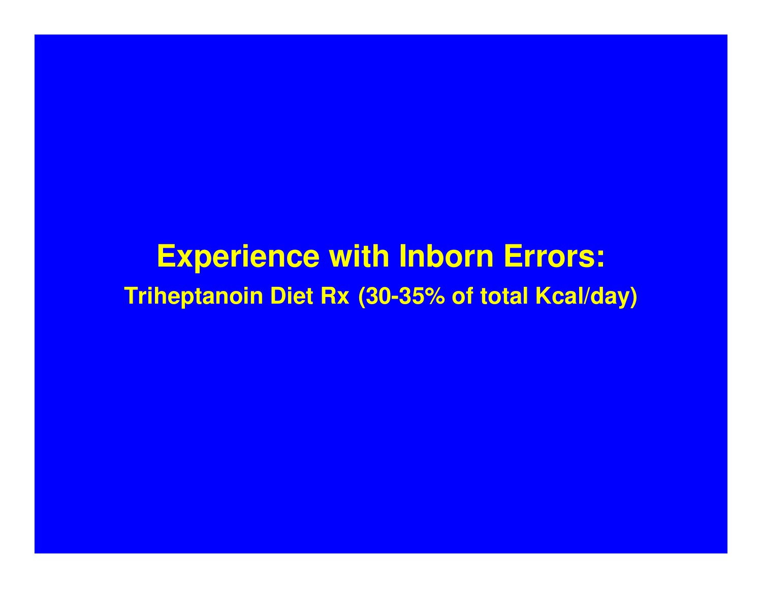# Experience with Inborn Errors:

**Triheptanoin Diet Rx (30-35% of total Kcal/day)**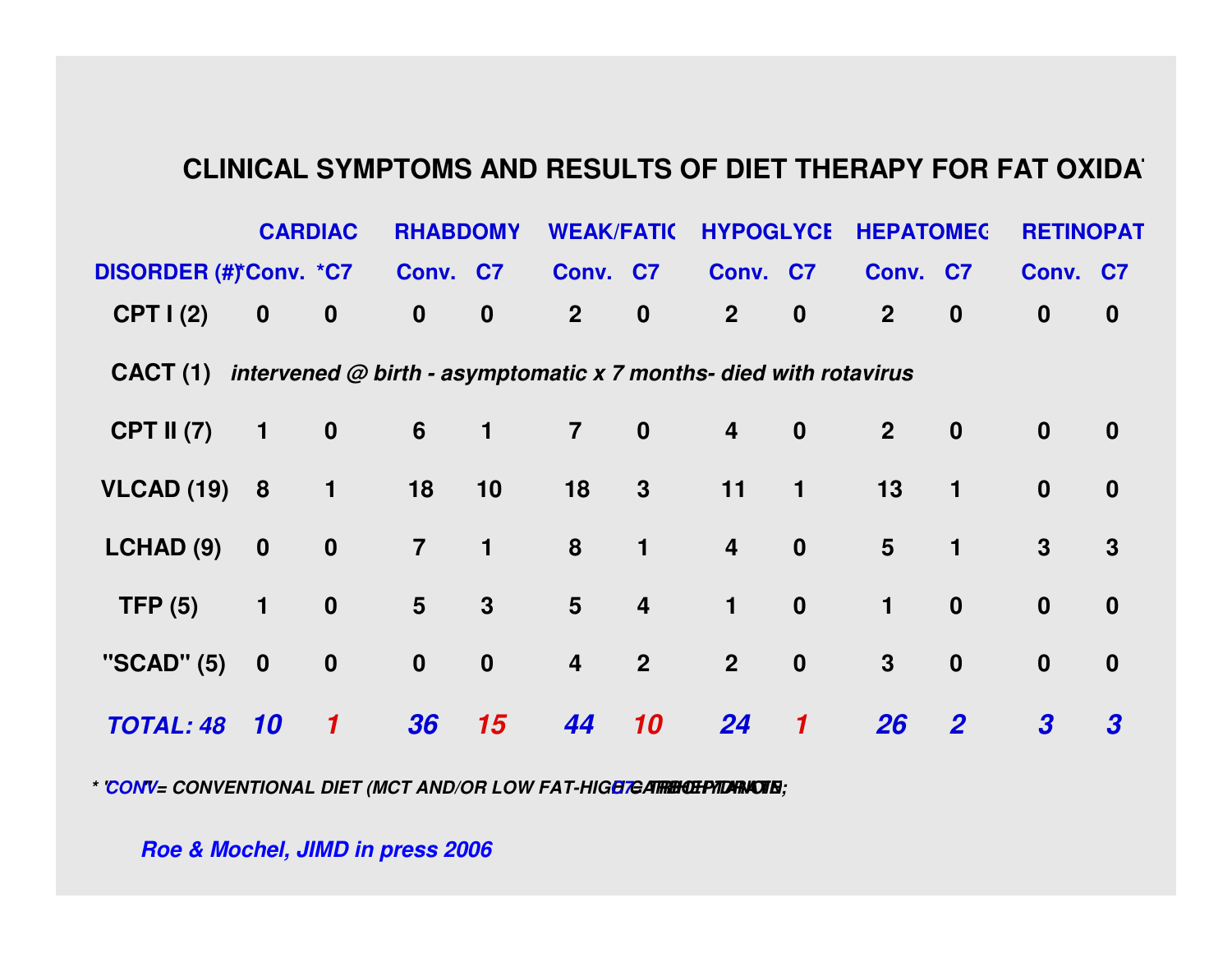## CLINICAL SYMPTOMS AND RESULTS OF DIET THERAPY FOR FAT OXIDAT

| | CARDIAC | | RHABDOMY | | WEAK/FATIG | | HYPOGLYCE | | HEPATOMEG | | RETINOPAT | |
|---|---|---|---|---|---|---|---|---|---|---|---|---|
| DISORDER (#) | *Conv. | *C7 | Conv. | C7 | Conv. | C7 | Conv. | C7 | Conv. | C7 | Conv. | C7 |
| CPT I (2) | 0 | 0 | 0 | 0 | 2 | 0 | 2 | 0 | 2 | 0 | 0 | 0 |
| CACT (1) | *intervened @ birth - asymptomatic x 7 months- died with rotavirus* | | | | | | | | | | | |
| CPT II (7) | 1 | 0 | 6 | 1 | 7 | 0 | 4 | 0 | 2 | 0 | 0 | 0 |
| VLCAD (19) | 8 | 1 | 18 | 10 | 18 | 3 | 11 | 1 | 13 | 1 | 0 | 0 |
| LCHAD (9) | 0 | 0 | 7 | 1 | 8 | 1 | 4 | 0 | 5 | 1 | 3 | 3 |
| TFP (5) | 1 | 0 | 5 | 3 | 5 | 4 | 1 | 0 | 1 | 0 | 0 | 0 |
| "SCAD" (5) | 0 | 0 | 0 | 0 | 4 | 2 | 2 | 0 | 3 | 0 | 0 | 0 |
| ***TOTAL: 48*** | ***10*** | ***1*** | ***36*** | ***15*** | ***44*** | ***10*** | ***24*** | ***1*** | ***26*** | ***2*** | ***3*** | ***3*** |

*\* "CONV" = CONVENTIONAL DIET (MCT AND/OR LOW FAT-HIGH CARBOHYDRATE); "C7" = TRIHEPTANOIN*

*Roe & Mochel, JIMD in press 2006*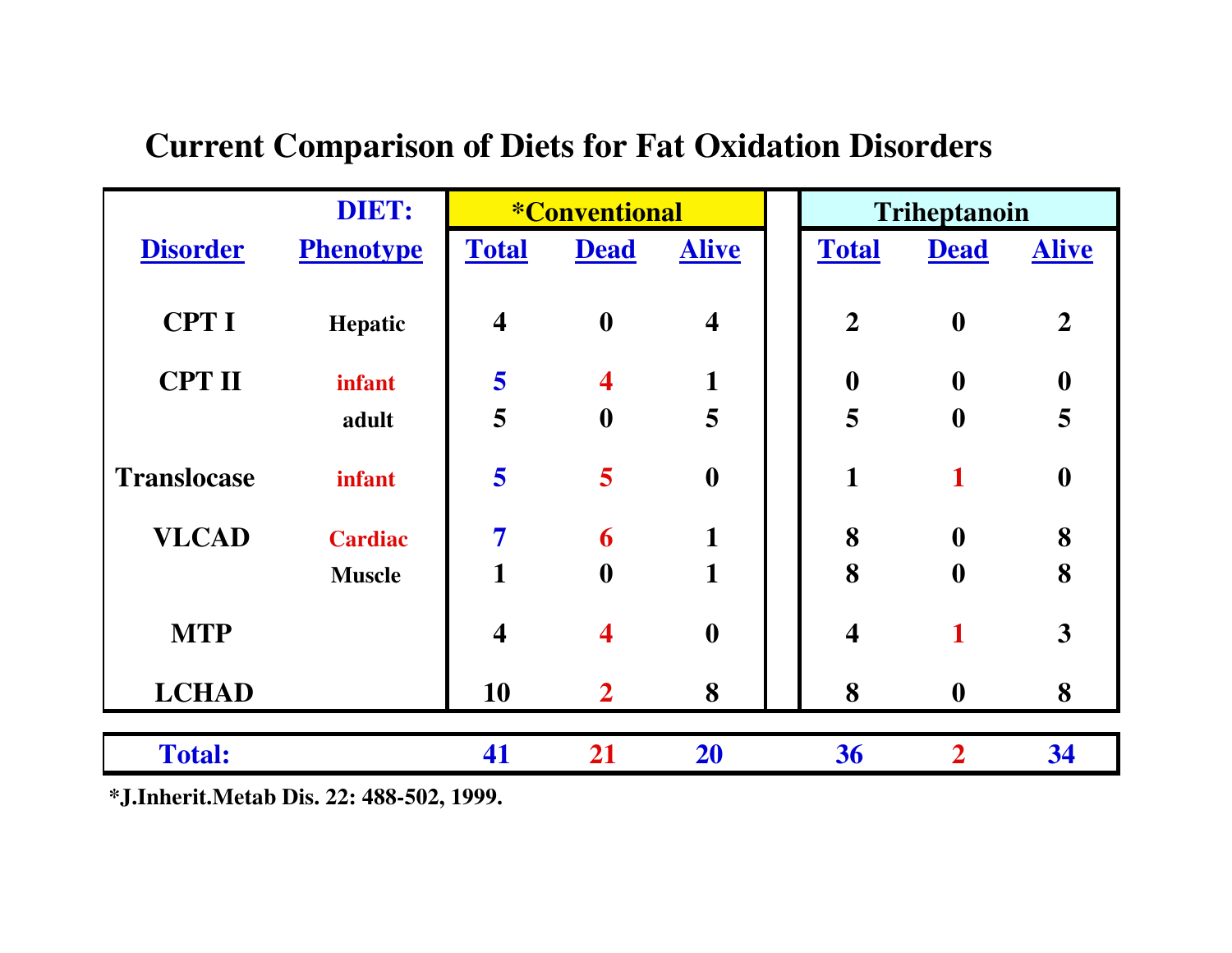# Current Comparison of Diets for Fat Oxidation Disorders

| | DIET: | *Conventional | | | Triheptanoin | | |
|---|---|---|---|---|---|---|---|
| **Disorder** | **Phenotype** | **Total** | **Dead** | **Alive** | **Total** | **Dead** | **Alive** |
| CPT I | Hepatic | 4 | 0 | 4 | 2 | 0 | 2 |
| CPT II | infant | 5 | 4 | 1 | 0 | 0 | 0 |
| | adult | 5 | 0 | 5 | 5 | 0 | 5 |
| Translocase | infant | 5 | 5 | 0 | 1 | 1 | 0 |
| VLCAD | Cardiac | 7 | 6 | 1 | 8 | 0 | 8 |
| | Muscle | 1 | 0 | 1 | 8 | 0 | 8 |
| MTP | | 4 | 4 | 0 | 4 | 1 | 3 |
| LCHAD | | 10 | 2 | 8 | 8 | 0 | 8 |
| **Total:** | | 41 | 21 | 20 | 36 | 2 | 34 |

*J.Inherit.Metab Dis. 22: 488-502, 1999.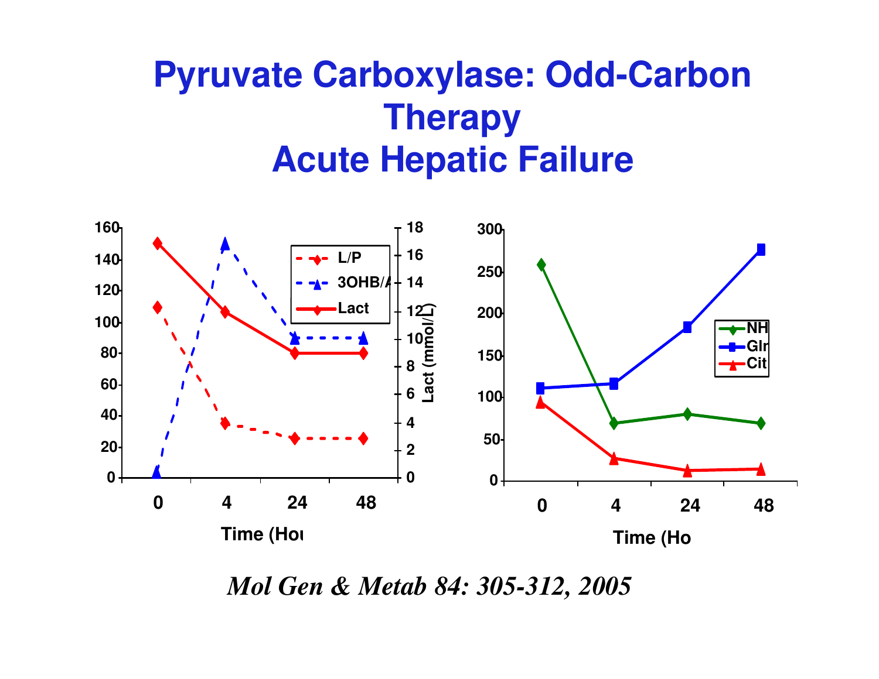# Pyruvate Carboxylase: Odd-Carbon Therapy
# Acute Hepatic Failure

*Mol Gen & Metab 84: 305-312, 2005*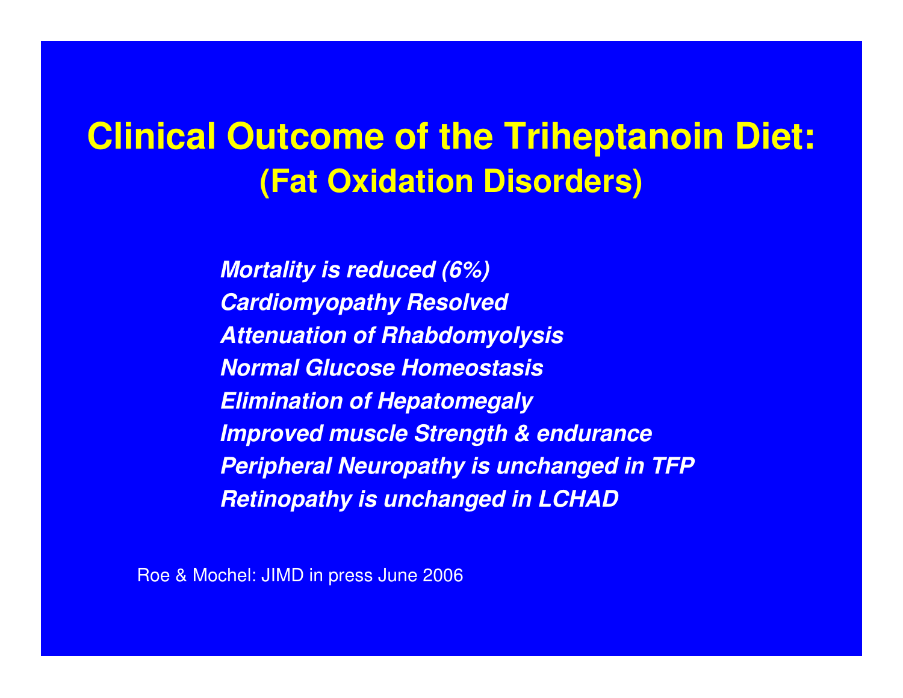# Clinical Outcome of the Triheptanoin Diet:
## (Fat Oxidation Disorders)

*Mortality is reduced (6%)*
*Cardiomyopathy Resolved*
*Attenuation of Rhabdomyolysis*
*Normal Glucose Homeostasis*
*Elimination of Hepatomegaly*
*Improved muscle Strength & endurance*
*Peripheral Neuropathy is unchanged in TFP*
*Retinopathy is unchanged in LCHAD*

Roe & Mochel: JIMD in press June 2006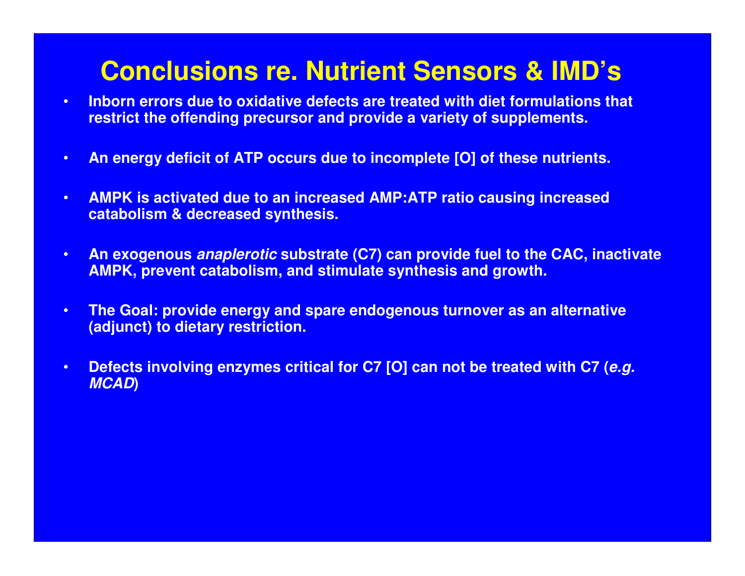# Conclusions re. Nutrient Sensors & IMD's

- **Inborn errors due to oxidative defects are treated with diet formulations that restrict the offending precursor and provide a variety of supplements.**
- **An energy deficit of ATP occurs due to incomplete [O] of these nutrients.**
- **AMPK is activated due to an increased AMP:ATP ratio causing increased catabolism & decreased synthesis.**
- **An exogenous *anaplerotic* substrate (C7) can provide fuel to the CAC, inactivate AMPK, prevent catabolism, and stimulate synthesis and growth.**
- **The Goal: provide energy and spare endogenous turnover as an alternative (adjunct) to dietary restriction.**
- **Defects involving enzymes critical for C7 [O] can not be treated with C7 (*e.g. MCAD*)**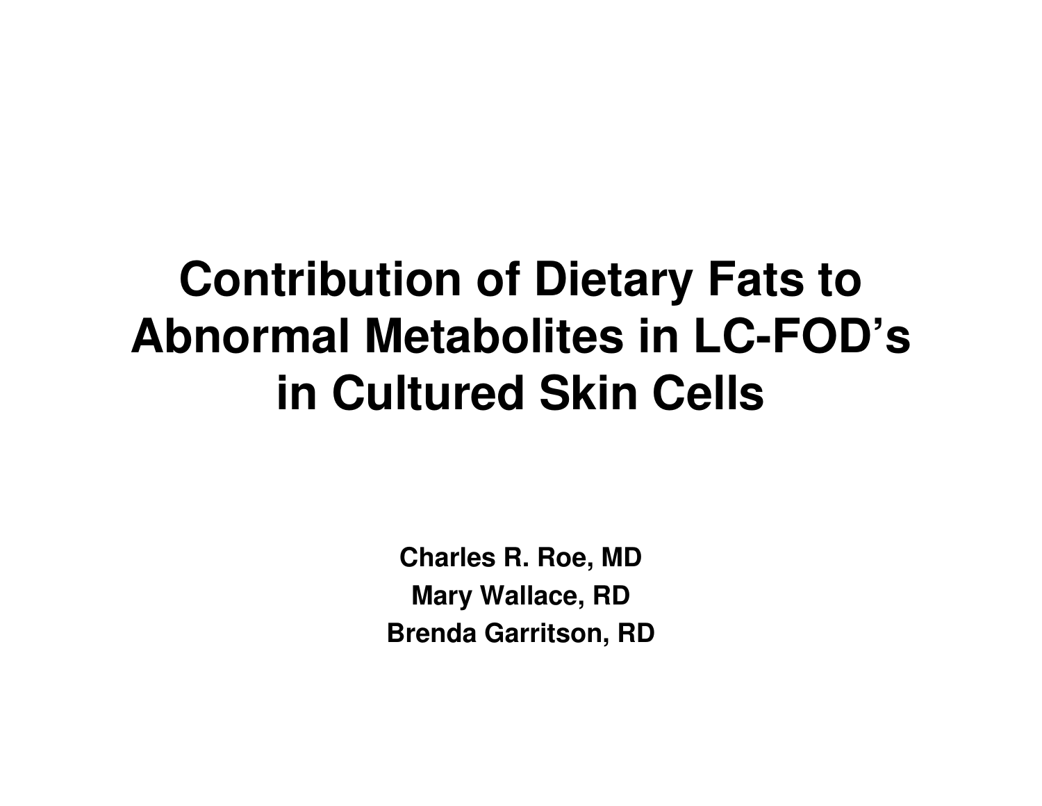# Contribution of Dietary Fats to Abnormal Metabolites in LC-FOD's in Cultured Skin Cells

**Charles R. Roe, MD**

**Mary Wallace, RD**

**Brenda Garritson, RD**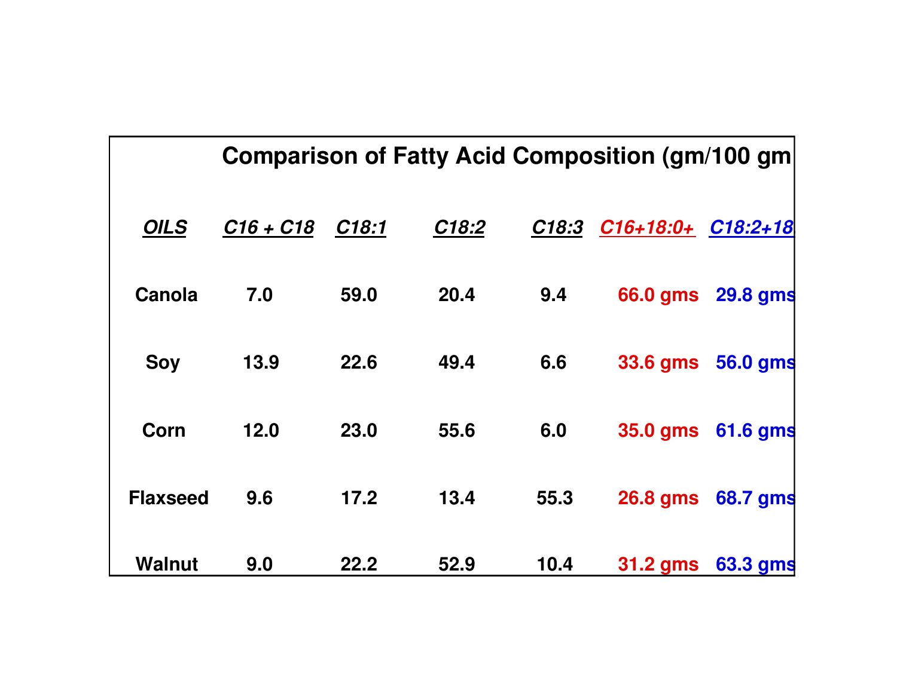## Comparison of Fatty Acid Composition (gm/100 gm

| *OILS* | *C16 + C18* | *C18:1* | *C18:2* | *C18:3* | *C16+18:0+* | *C18:2+18* |
|---|---|---|---|---|---|---|
| **Canola** | **7.0** | **59.0** | **20.4** | **9.4** | **66.0 gms** | **29.8 gms** |
| **Soy** | **13.9** | **22.6** | **49.4** | **6.6** | **33.6 gms** | **56.0 gms** |
| **Corn** | **12.0** | **23.0** | **55.6** | **6.0** | **35.0 gms** | **61.6 gms** |
| **Flaxseed** | **9.6** | **17.2** | **13.4** | **55.3** | **26.8 gms** | **68.7 gms** |
| **Walnut** | **9.0** | **22.2** | **52.9** | **10.4** | **31.2 gms** | **63.3 gms** |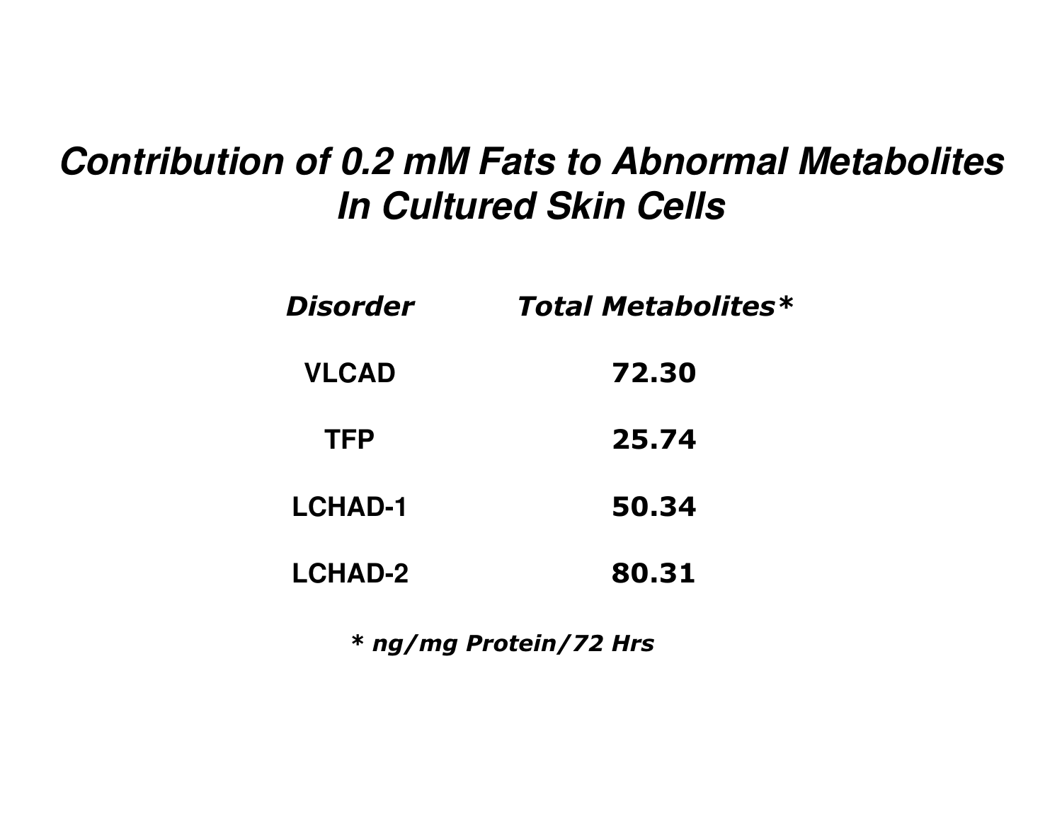# *Contribution of 0.2 mM Fats to Abnormal Metabolites In Cultured Skin Cells*

| *Disorder* | *Total Metabolites** |
|---|---|
| **VLCAD** | **72.30** |
| **TFP** | **25.74** |
| **LCHAD-1** | **50.34** |
| **LCHAD-2** | **80.31** |

*\* ng/mg Protein/72 Hrs*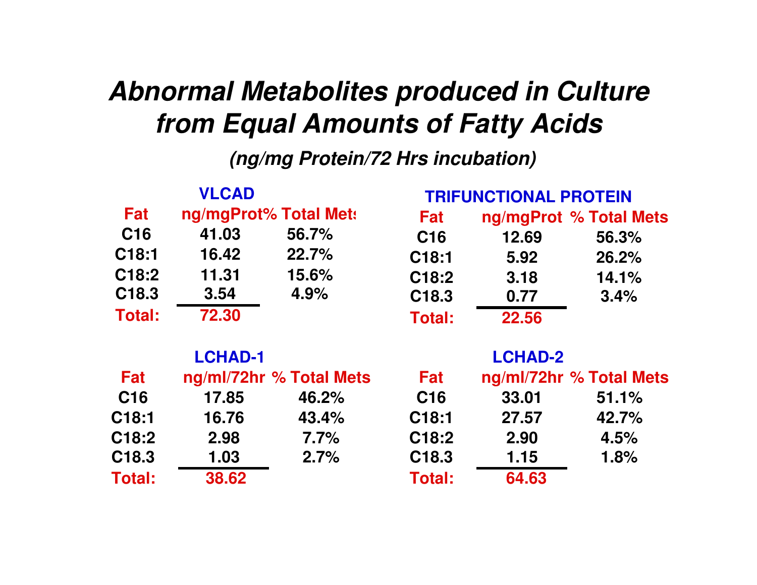# *Abnormal Metabolites produced in Culture from Equal Amounts of Fatty Acids*

***(ng/mg Protein/72 Hrs incubation)***

### VLCAD

| Fat | ng/mgProt | % Total Mets |
|---|---|---|
| C16 | 41.03 | 56.7% |
| C18:1 | 16.42 | 22.7% |
| C18:2 | 11.31 | 15.6% |
| C18.3 | 3.54 | 4.9% |
| **Total:** | **72.30** | |

### TRIFUNCTIONAL PROTEIN

| Fat | ng/mgProt | % Total Mets |
|---|---|---|
| C16 | 12.69 | 56.3% |
| C18:1 | 5.92 | 26.2% |
| C18:2 | 3.18 | 14.1% |
| C18.3 | 0.77 | 3.4% |
| **Total:** | **22.56** | |

### LCHAD-1

| Fat | ng/ml/72hr | % Total Mets |
|---|---|---|
| C16 | 17.85 | 46.2% |
| C18:1 | 16.76 | 43.4% |
| C18:2 | 2.98 | 7.7% |
| C18.3 | 1.03 | 2.7% |
| **Total:** | **38.62** | |

### LCHAD-2

| Fat | ng/ml/72hr | % Total Mets |
|---|---|---|
| C16 | 33.01 | 51.1% |
| C18:1 | 27.57 | 42.7% |
| C18:2 | 2.90 | 4.5% |
| C18.3 | 1.15 | 1.8% |
| **Total:** | **64.63** | |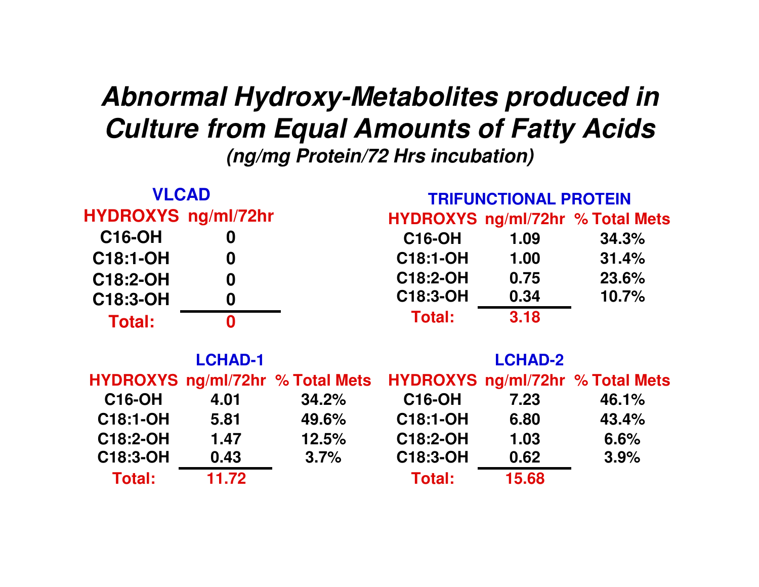# *Abnormal Hydroxy-Metabolites produced in Culture from Equal Amounts of Fatty Acids*

***(ng/mg Protein/72 Hrs incubation)***

### VLCAD

| HYDROXYS | ng/ml/72hr |
|---|---|
| C16-OH | 0 |
| C18:1-OH | 0 |
| C18:2-OH | 0 |
| C18:3-OH | 0 |
| **Total:** | **0** |

### TRIFUNCTIONAL PROTEIN

| HYDROXYS | ng/ml/72hr | % Total Mets |
|---|---|---|
| C16-OH | 1.09 | 34.3% |
| C18:1-OH | 1.00 | 31.4% |
| C18:2-OH | 0.75 | 23.6% |
| C18:3-OH | 0.34 | 10.7% |
| **Total:** | **3.18** | |

### LCHAD-1

| HYDROXYS | ng/ml/72hr | % Total Mets |
|---|---|---|
| C16-OH | 4.01 | 34.2% |
| C18:1-OH | 5.81 | 49.6% |
| C18:2-OH | 1.47 | 12.5% |
| C18:3-OH | 0.43 | 3.7% |
| **Total:** | **11.72** | |

### LCHAD-2

| HYDROXYS | ng/ml/72hr | % Total Mets |
|---|---|---|
| C16-OH | 7.23 | 46.1% |
| C18:1-OH | 6.80 | 43.4% |
| C18:2-OH | 1.03 | 6.6% |
| C18:3-OH | 0.62 | 3.9% |
| **Total:** | **15.68** | |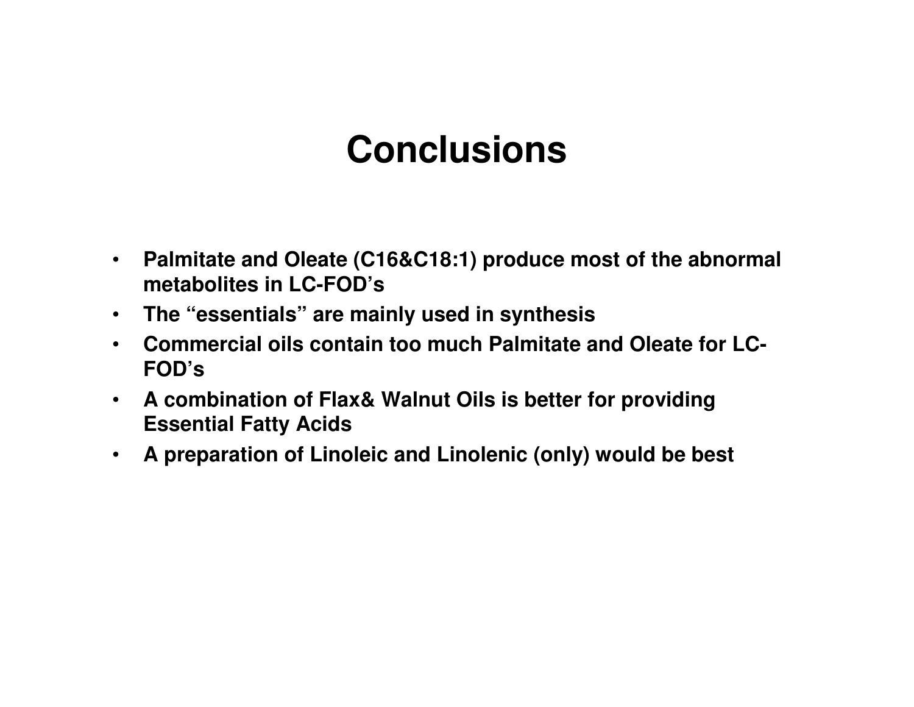# Conclusions

- **Palmitate and Oleate (C16&C18:1) produce most of the abnormal metabolites in LC-FOD's**
- **The "essentials" are mainly used in synthesis**
- **Commercial oils contain too much Palmitate and Oleate for LC-FOD's**
- **A combination of Flax& Walnut Oils is better for providing Essential Fatty Acids**
- **A preparation of Linoleic and Linolenic (only) would be best**